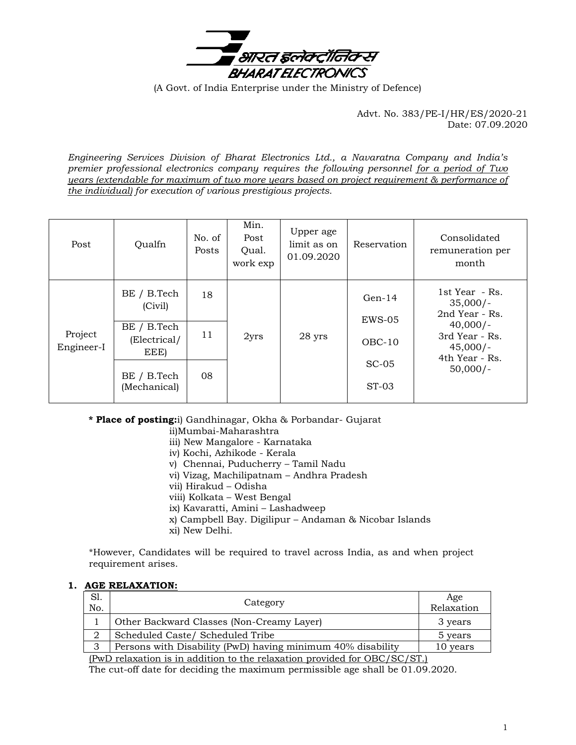भारत इलेक्ट्रॉनिक्स
BHARAT ELECTRONICS

(A Govt. of India Enterprise under the Ministry of Defence)

Advt. No. 383/PE-I/HR/ES/2020-21
Date: 07.09.2020

*Engineering Services Division of Bharat Electronics Ltd., a Navaratna Company and India's premier professional electronics company requires the following personnel for a period of Two years (extendable for maximum of two more years based on project requirement & performance of the individual) for execution of various prestigious projects.*

| Post | Qualfn | No. of Posts | Min. Post Qual. work exp | Upper age limit as on 01.09.2020 | Reservation | Consolidated remuneration per month |
|---|---|---|---|---|---|---|
| Project Engineer-I | BE / B.Tech (Civil) | 18 | 2yrs | 28 yrs | Gen-14<br>EWS-05<br>OBC-10<br>SC-05<br>ST-03 | 1st Year - Rs. 35,000/-<br>2nd Year - Rs. 40,000/-<br>3rd Year - Rs. 45,000/-<br>4th Year - Rs. 50,000/- |
| | BE / B.Tech (Electrical/ EEE) | 11 | | | | |
| | BE / B.Tech (Mechanical) | 08 | | | | |

**\* Place of posting:** i) Gandhinagar, Okha & Porbandar- Gujarat
ii)Mumbai-Maharashtra
iii) New Mangalore - Karnataka
iv) Kochi, Azhikode - Kerala
v) Chennai, Puducherry – Tamil Nadu
vi) Vizag, Machilipatnam – Andhra Pradesh
vii) Hirakud – Odisha
viii) Kolkata – West Bengal
ix) Kavaratti, Amini – Lashadweep
x) Campbell Bay. Digilipur – Andaman & Nicobar Islands
xi) New Delhi.

*However, Candidates will be required to travel across India, as and when project requirement arises.

**1. AGE RELAXATION:**

| Sl. No. | Category | Age Relaxation |
|---|---|---|
| 1 | Other Backward Classes (Non-Creamy Layer) | 3 years |
| 2 | Scheduled Caste/ Scheduled Tribe | 5 years |
| 3 | Persons with Disability (PwD) having minimum 40% disability | 10 years |

(PwD relaxation is in addition to the relaxation provided for OBC/SC/ST.)

The cut-off date for deciding the maximum permissible age shall be 01.09.2020.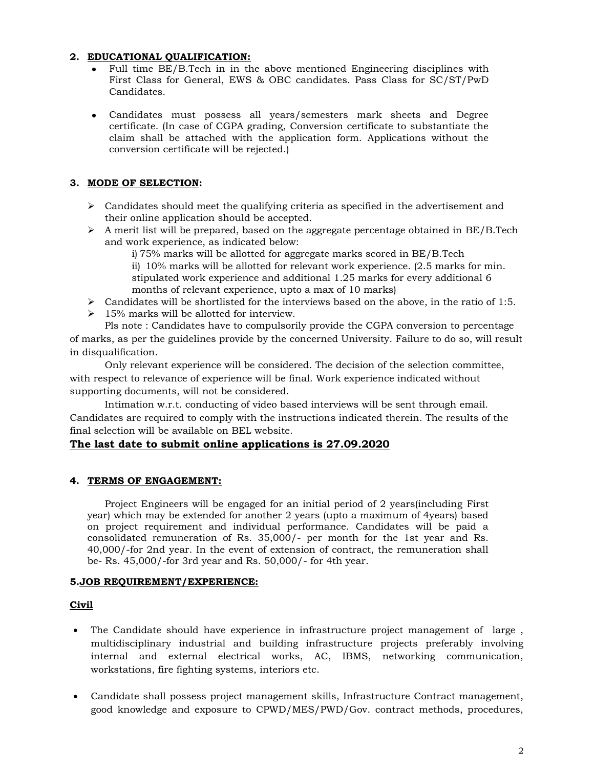### 2. EDUCATIONAL QUALIFICATION:

- Full time BE/B.Tech in in the above mentioned Engineering disciplines with First Class for General, EWS & OBC candidates. Pass Class for SC/ST/PwD Candidates.

- Candidates must possess all years/semesters mark sheets and Degree certificate. (In case of CGPA grading, Conversion certificate to substantiate the claim shall be attached with the application form. Applications without the conversion certificate will be rejected.)

### 3. MODE OF SELECTION:

- Candidates should meet the qualifying criteria as specified in the advertisement and their online application should be accepted.
- A merit list will be prepared, based on the aggregate percentage obtained in BE/B.Tech and work experience, as indicated below:
  - i) 75% marks will be allotted for aggregate marks scored in BE/B.Tech
  - ii) 10% marks will be allotted for relevant work experience. (2.5 marks for min. stipulated work experience and additional 1.25 marks for every additional 6 months of relevant experience, upto a max of 10 marks)
- Candidates will be shortlisted for the interviews based on the above, in the ratio of 1:5.
- 15% marks will be allotted for interview.

Pls note : Candidates have to compulsorily provide the CGPA conversion to percentage of marks, as per the guidelines provide by the concerned University. Failure to do so, will result in disqualification.

Only relevant experience will be considered. The decision of the selection committee, with respect to relevance of experience will be final. Work experience indicated without supporting documents, will not be considered.

Intimation w.r.t. conducting of video based interviews will be sent through email. Candidates are required to comply with the instructions indicated therein. The results of the final selection will be available on BEL website.

**The last date to submit online applications is 27.09.2020**

### 4. TERMS OF ENGAGEMENT:

Project Engineers will be engaged for an initial period of 2 years(including First year) which may be extended for another 2 years (upto a maximum of 4years) based on project requirement and individual performance. Candidates will be paid a consolidated remuneration of Rs. 35,000/- per month for the 1st year and Rs. 40,000/-for 2nd year. In the event of extension of contract, the remuneration shall be- Rs. 45,000/-for 3rd year and Rs. 50,000/- for 4th year.

### 5. JOB REQUIREMENT/EXPERIENCE:

**Civil**

- The Candidate should have experience in infrastructure project management of large , multidisciplinary industrial and building infrastructure projects preferably involving internal and external electrical works, AC, IBMS, networking communication, workstations, fire fighting systems, interiors etc.

- Candidate shall possess project management skills, Infrastructure Contract management, good knowledge and exposure to CPWD/MES/PWD/Gov. contract methods, procedures,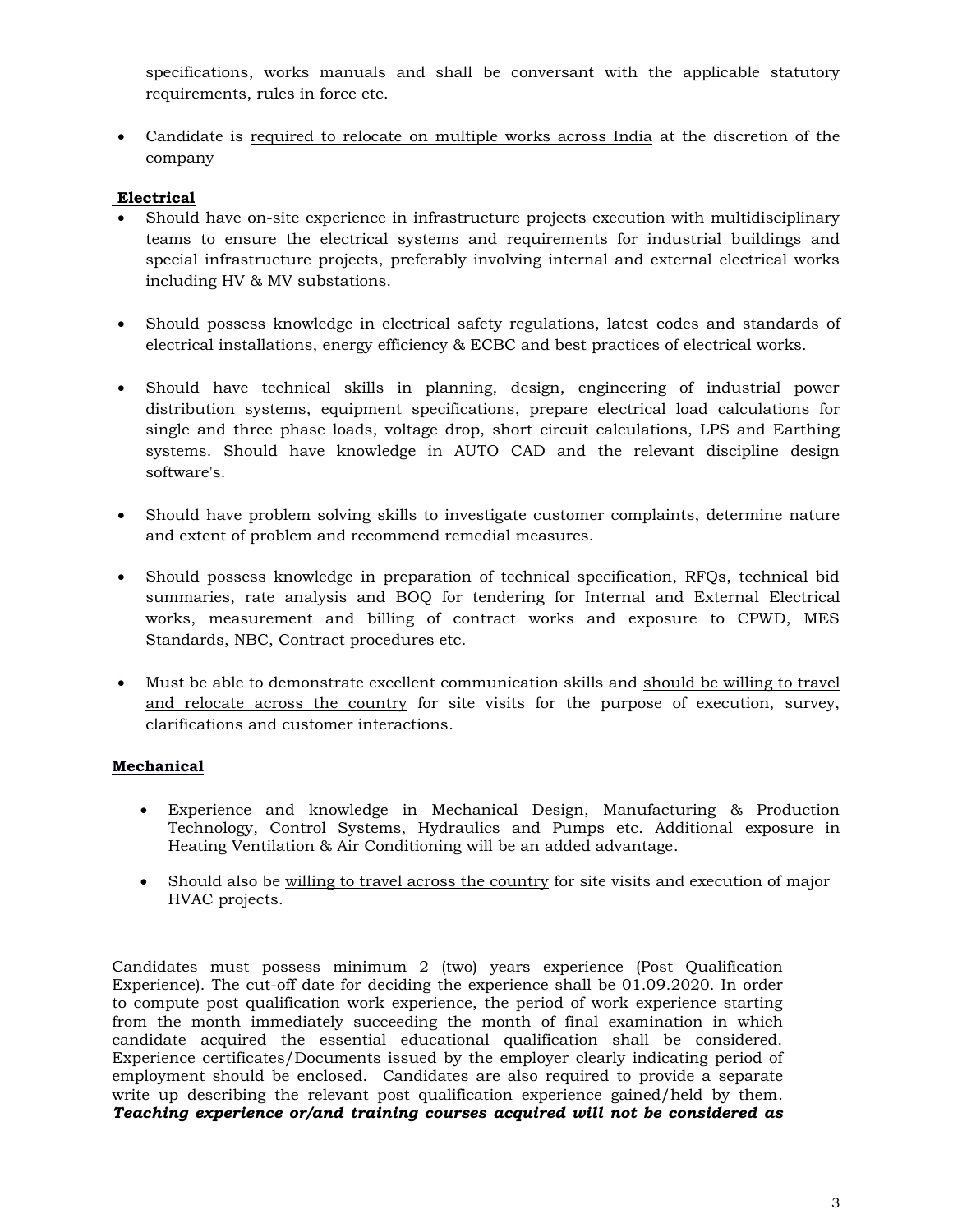specifications, works manuals and shall be conversant with the applicable statutory requirements, rules in force etc.

- Candidate is required to relocate on multiple works across India at the discretion of the company

**Electrical**

- Should have on-site experience in infrastructure projects execution with multidisciplinary teams to ensure the electrical systems and requirements for industrial buildings and special infrastructure projects, preferably involving internal and external electrical works including HV & MV substations.

- Should possess knowledge in electrical safety regulations, latest codes and standards of electrical installations, energy efficiency & ECBC and best practices of electrical works.

- Should have technical skills in planning, design, engineering of industrial power distribution systems, equipment specifications, prepare electrical load calculations for single and three phase loads, voltage drop, short circuit calculations, LPS and Earthing systems. Should have knowledge in AUTO CAD and the relevant discipline design software's.

- Should have problem solving skills to investigate customer complaints, determine nature and extent of problem and recommend remedial measures.

- Should possess knowledge in preparation of technical specification, RFQs, technical bid summaries, rate analysis and BOQ for tendering for Internal and External Electrical works, measurement and billing of contract works and exposure to CPWD, MES Standards, NBC, Contract procedures etc.

- Must be able to demonstrate excellent communication skills and should be willing to travel and relocate across the country for site visits for the purpose of execution, survey, clarifications and customer interactions.

**Mechanical**

- Experience and knowledge in Mechanical Design, Manufacturing & Production Technology, Control Systems, Hydraulics and Pumps etc. Additional exposure in Heating Ventilation & Air Conditioning will be an added advantage.

- Should also be willing to travel across the country for site visits and execution of major HVAC projects.

Candidates must possess minimum 2 (two) years experience (Post Qualification Experience). The cut-off date for deciding the experience shall be 01.09.2020. In order to compute post qualification work experience, the period of work experience starting from the month immediately succeeding the month of final examination in which candidate acquired the essential educational qualification shall be considered. Experience certificates/Documents issued by the employer clearly indicating period of employment should be enclosed. Candidates are also required to provide a separate write up describing the relevant post qualification experience gained/held by them. ***Teaching experience or/and training courses acquired will not be considered as***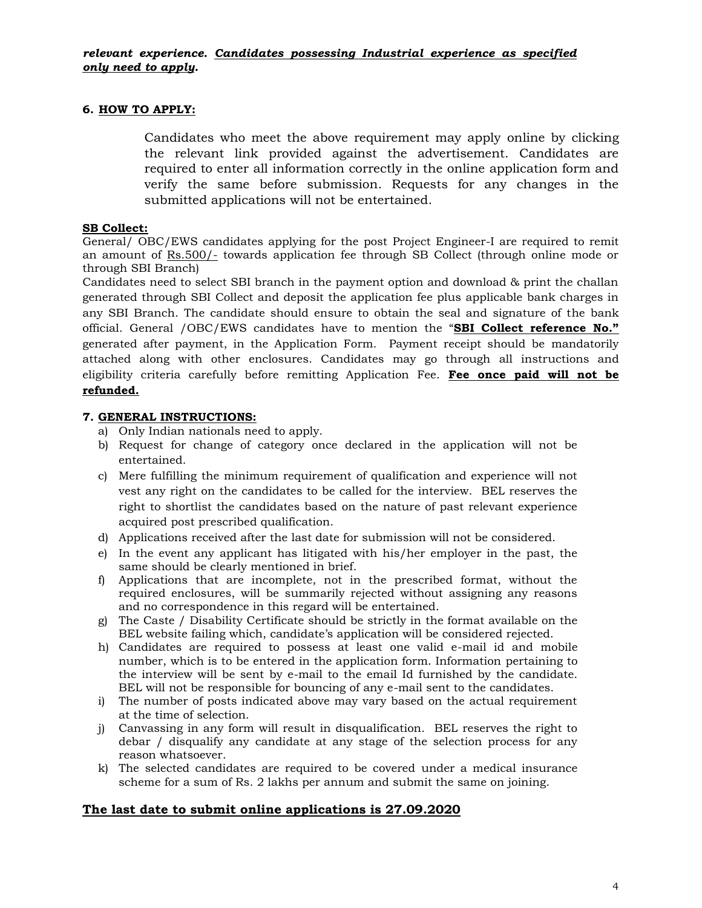***relevant experience. <u>Candidates possessing Industrial experience as specified only need to apply</u>.***

### 6. <u>HOW TO APPLY:</u>

Candidates who meet the above requirement may apply online by clicking the relevant link provided against the advertisement. Candidates are required to enter all information correctly in the online application form and verify the same before submission. Requests for any changes in the submitted applications will not be entertained.

**<u>SB Collect:</u>**

General/ OBC/EWS candidates applying for the post Project Engineer-I are required to remit an amount of <u>Rs.500/-</u> towards application fee through SB Collect (through online mode or through SBI Branch)

Candidates need to select SBI branch in the payment option and download & print the challan generated through SBI Collect and deposit the application fee plus applicable bank charges in any SBI Branch. The candidate should ensure to obtain the seal and signature of the bank official. General /OBC/EWS candidates have to mention the "**<u>SBI Collect reference No."</u>** generated after payment, in the Application Form. Payment receipt should be mandatorily attached along with other enclosures. Candidates may go through all instructions and eligibility criteria carefully before remitting Application Fee. **<u>Fee once paid will not be refunded.</u>**

### 7. <u>GENERAL INSTRUCTIONS:</u>

a) Only Indian nationals need to apply.
b) Request for change of category once declared in the application will not be entertained.
c) Mere fulfilling the minimum requirement of qualification and experience will not vest any right on the candidates to be called for the interview. BEL reserves the right to shortlist the candidates based on the nature of past relevant experience acquired post prescribed qualification.
d) Applications received after the last date for submission will not be considered.
e) In the event any applicant has litigated with his/her employer in the past, the same should be clearly mentioned in brief.
f) Applications that are incomplete, not in the prescribed format, without the required enclosures, will be summarily rejected without assigning any reasons and no correspondence in this regard will be entertained.
g) The Caste / Disability Certificate should be strictly in the format available on the BEL website failing which, candidate's application will be considered rejected.
h) Candidates are required to possess at least one valid e-mail id and mobile number, which is to be entered in the application form. Information pertaining to the interview will be sent by e-mail to the email Id furnished by the candidate. BEL will not be responsible for bouncing of any e-mail sent to the candidates.
i) The number of posts indicated above may vary based on the actual requirement at the time of selection.
j) Canvassing in any form will result in disqualification. BEL reserves the right to debar / disqualify any candidate at any stage of the selection process for any reason whatsoever.
k) The selected candidates are required to be covered under a medical insurance scheme for a sum of Rs. 2 lakhs per annum and submit the same on joining.

**<u>The last date to submit online applications is 27.09.2020</u>**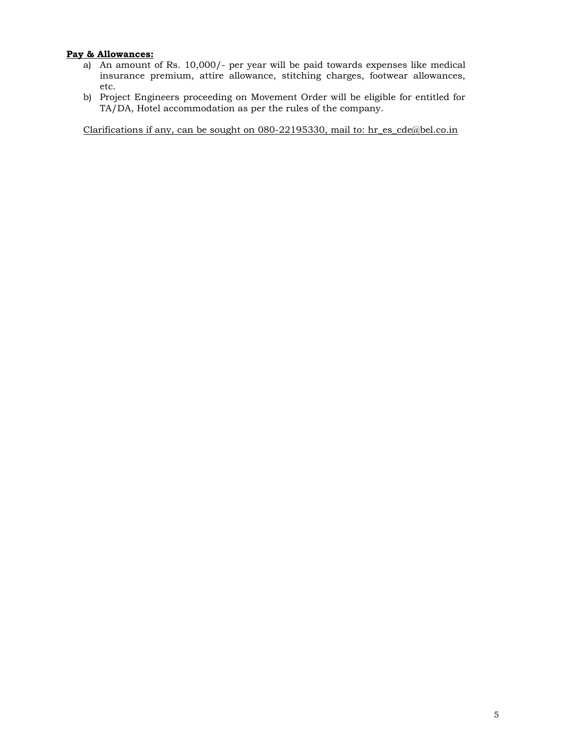**<u>Pay & Allowances:</u>**

a) An amount of Rs. 10,000/- per year will be paid towards expenses like medical insurance premium, attire allowance, stitching charges, footwear allowances, etc.

b) Project Engineers proceeding on Movement Order will be eligible for entitled for TA/DA, Hotel accommodation as per the rules of the company.

<u>Clarifications if any, can be sought on 080-22195330, mail to: hr_es_cde@bel.co.in</u>